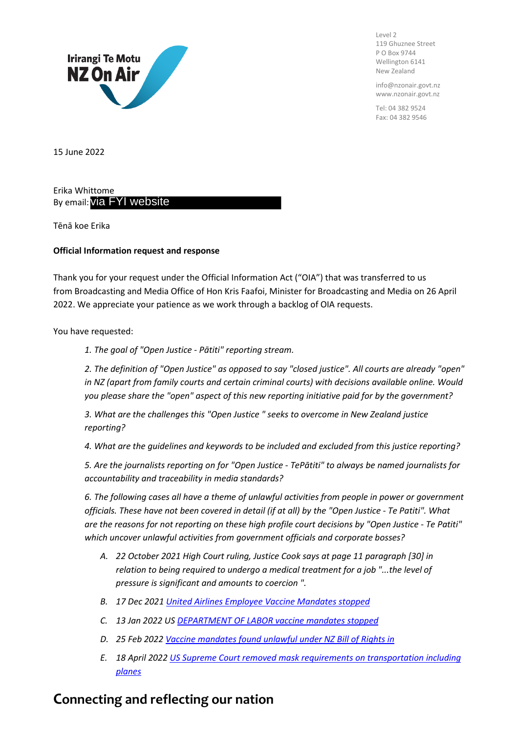Irirangi Te Motu
NZ On Air

Level 2
119 Ghuznee Street
P O Box 9744
Wellington 6141
New Zealand

info@nzonair.govt.nz
www.nzonair.govt.nz

Tel: 04 382 9524
Fax: 04 382 9546

15 June 2022

Erika Whittome
By email: via FYI website

Tēnā koe Erika

**Official Information request and response**

Thank you for your request under the Official Information Act ("OIA") that was transferred to us from Broadcasting and Media Office of Hon Kris Faafoi, Minister for Broadcasting and Media on 26 April 2022. We appreciate your patience as we work through a backlog of OIA requests.

You have requested:

> *1. The goal of "Open Justice - Pātiti" reporting stream.*
>
> *2. The definition of "Open Justice" as opposed to say "closed justice". All courts are already "open" in NZ (apart from family courts and certain criminal courts) with decisions available online. Would you please share the "open" aspect of this new reporting initiative paid for by the government?*
>
> *3. What are the challenges this "Open Justice " seeks to overcome in New Zealand justice reporting?*
>
> *4. What are the guidelines and keywords to be included and excluded from this justice reporting?*
>
> *5. Are the journalists reporting on for "Open Justice - TePātiti" to always be named journalists for accountability and traceability in media standards?*
>
> *6. The following cases all have a theme of unlawful activities from people in power or government officials. These have not been covered in detail (if at all) by the "Open Justice - Te Patiti". What are the reasons for not reporting on these high profile court decisions by "Open Justice - Te Patiti" which uncover unlawful activities from government officials and corporate bosses?*
>
> *A. 22 October 2021 High Court ruling, Justice Cook says at page 11 paragraph [30] in relation to being required to undergo a medical treatment for a job "...the level of pressure is significant and amounts to coercion ".*
>
> *B. 17 Dec 2021 United Airlines Employee Vaccine Mandates stopped*
>
> *C. 13 Jan 2022 US DEPARTMENT OF LABOR vaccine mandates stopped*
>
> *D. 25 Feb 2022 Vaccine mandates found unlawful under NZ Bill of Rights in*
>
> *E. 18 April 2022 US Supreme Court removed mask requirements on transportation including planes*

## Connecting and reflecting our nation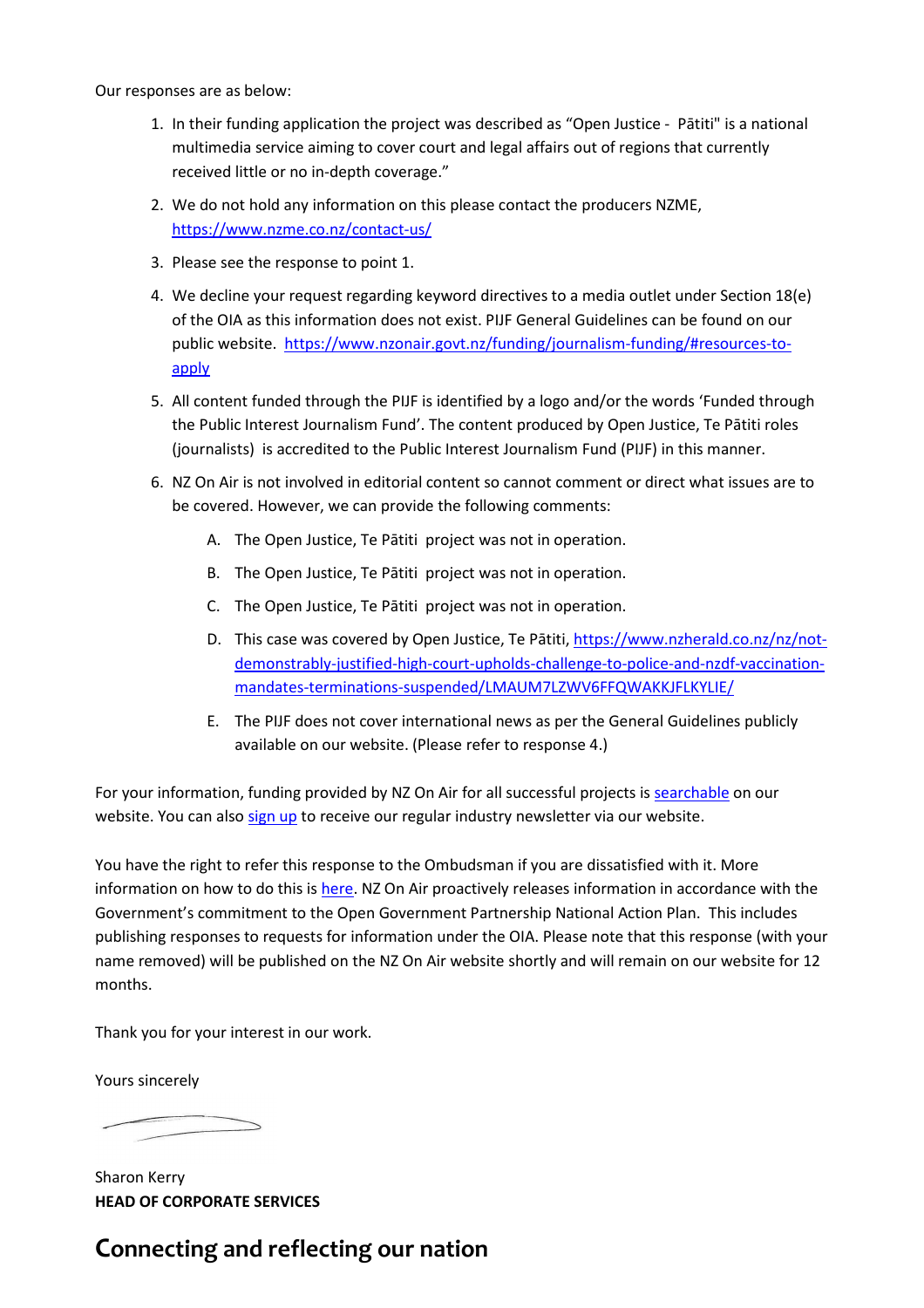Our responses are as below:

1. In their funding application the project was described as "Open Justice - Pātiti" is a national multimedia service aiming to cover court and legal affairs out of regions that currently received little or no in-depth coverage."
2. We do not hold any information on this please contact the producers NZME, https://www.nzme.co.nz/contact-us/
3. Please see the response to point 1.
4. We decline your request regarding keyword directives to a media outlet under Section 18(e) of the OIA as this information does not exist. PIJF General Guidelines can be found on our public website. https://www.nzonair.govt.nz/funding/journalism-funding/#resources-to-apply
5. All content funded through the PIJF is identified by a logo and/or the words 'Funded through the Public Interest Journalism Fund'. The content produced by Open Justice, Te Pātiti roles (journalists) is accredited to the Public Interest Journalism Fund (PIJF) in this manner.
6. NZ On Air is not involved in editorial content so cannot comment or direct what issues are to be covered. However, we can provide the following comments:
   A. The Open Justice, Te Pātiti project was not in operation.
   B. The Open Justice, Te Pātiti project was not in operation.
   C. The Open Justice, Te Pātiti project was not in operation.
   D. This case was covered by Open Justice, Te Pātiti, https://www.nzherald.co.nz/nz/not-demonstrably-justified-high-court-upholds-challenge-to-police-and-nzdf-vaccination-mandates-terminations-suspended/LMAUM7LZWV6FFQWAKKJFLKYLIE/
   E. The PIJF does not cover international news as per the General Guidelines publicly available on our website. (Please refer to response 4.)

For your information, funding provided by NZ On Air for all successful projects is searchable on our website. You can also sign up to receive our regular industry newsletter via our website.

You have the right to refer this response to the Ombudsman if you are dissatisfied with it. More information on how to do this is here. NZ On Air proactively releases information in accordance with the Government's commitment to the Open Government Partnership National Action Plan. This includes publishing responses to requests for information under the OIA. Please note that this response (with your name removed) will be published on the NZ On Air website shortly and will remain on our website for 12 months.

Thank you for your interest in our work.

Yours sincerely

Sharon Kerry
**HEAD OF CORPORATE SERVICES**

## Connecting and reflecting our nation